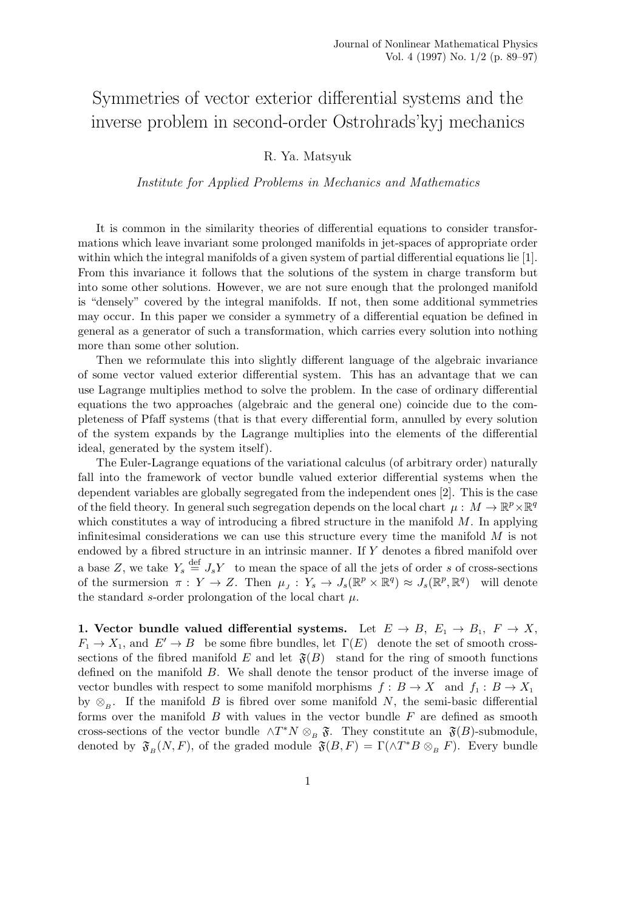# Symmetries of vector exterior differential systems and the inverse problem in second-order Ostrohrads'kyj mechanics

R. Ya. Matsyuk

*Institute for Applied Problems in Mechanics and Mathematics*

It is common in the similarity theories of differential equations to consider transformations which leave invariant some prolonged manifolds in jet-spaces of appropriate order within which the integral manifolds of a given system of partial differential equations lie [1]. From this invariance it follows that the solutions of the system in charge transform but into some other solutions. However, we are not sure enough that the prolonged manifold is "densely" covered by the integral manifolds. If not, then some additional symmetries may occur. In this paper we consider a symmetry of a differential equation be defined in general as a generator of such a transformation, which carries every solution into nothing more than some other solution.

Then we reformulate this into slightly different language of the algebraic invariance of some vector valued exterior differential system. This has an advantage that we can use Lagrange multiplies method to solve the problem. In the case of ordinary differential equations the two approaches (algebraic and the general one) coincide due to the completeness of Pfaff systems (that is that every differential form, annulled by every solution of the system expands by the Lagrange multipliers into the elements of the differential ideal, generated by the system itself).

The Euler-Lagrange equations of the variational calculus (of arbitrary order) naturally fall into the framework of vector bundle valued exterior differential systems when the dependent variables are globally segregated from the independent ones [2]. This is the case of the field theory. In general such segregation depends on the local chart $\mu:\, M\to\mathbb{R}^p\times\mathbb{R}^q$ which constitutes a way of introducing a fibred structure in the manifold $M$. In applying infinitesimal considerations we can use this structure every time the manifold $M$ is not endowed by a fibred structure in an intrinsic manner. If $Y$ denotes a fibred manifold over a base $Z$, we take $Y_s \overset{\text{def}}{=} J_sY$ to mean the space of all the jets of order $s$ of cross-sections of the surmersion $\pi:\, Y\to Z$. Then $\mu_{_J}:\, Y_s\to J_s(\mathbb{R}^p\times\mathbb{R}^q)\approx J_s(\mathbb{R}^p,\mathbb{R}^q)$ will denote the standard $s$-order prolongation of the local chart $\mu$.

**1. Vector bundle valued differential systems.** Let $E\to B$, $E_1\to B_1$, $F\to X$, $F_1\to X_1$, and $E'\to B$ be some fibre bundles, let $\Gamma(E)$ denote the set of smooth cross-sections of the fibred manifold $E$ and let $\mathfrak{F}(B)$ stand for the ring of smooth functions defined on the manifold $B$. We shall denote the tensor product of the inverse image of vector bundles with respect to some manifold morphisms $f:\,B\to X$ and $f_1:\,B\to X_1$ by $\otimes_{_B}$. If the manifold $B$ is fibred over some manifold $N$, the semi-basic differential forms over the manifold $B$ with values in the vector bundle $F$ are defined as smooth cross-sections of the vector bundle $\wedge T^*N\otimes_{_B}\mathfrak{F}$. They constitute an $\mathfrak{F}(B)$-submodule, denoted by $\mathfrak{F}_{_B}(N,F)$, of the graded module $\mathfrak{F}(B,F)=\Gamma(\wedge T^*B\otimes_{_B}F)$. Every bundle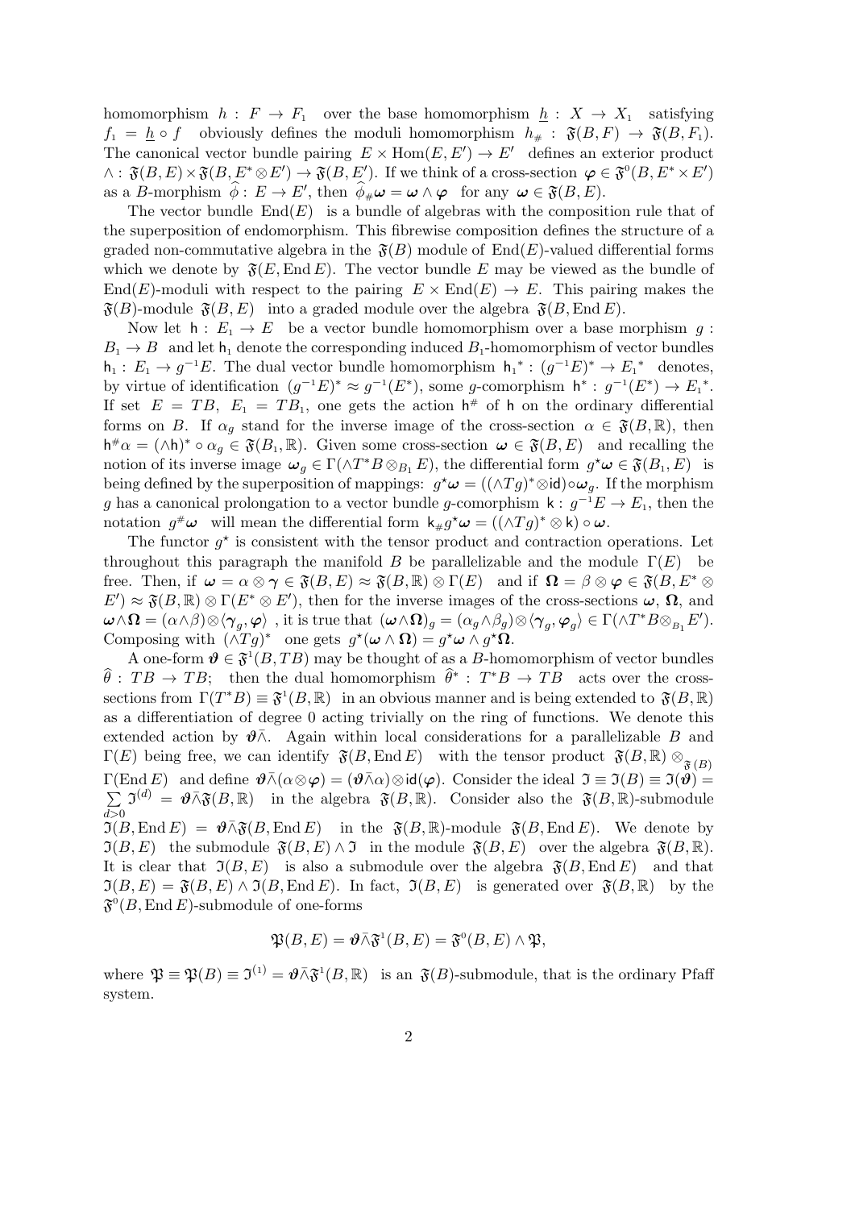homomorphism $h : F \to F_1$ over the base homomorphism $\underline{h} : X \to X_1$ satisfying $f_1 = \underline{h} \circ f$ obviously defines the moduli homomorphism $h_\# : \mathfrak{F}(B,F) \to \mathfrak{F}(B,F_1)$. The canonical vector bundle pairing $E \times \mathrm{Hom}(E,E') \to E'$ defines an exterior product $\wedge : \mathfrak{F}(B,E) \times \mathfrak{F}(B,E^* \otimes E') \to \mathfrak{F}(B,E')$. If we think of a cross-section $\boldsymbol{\varphi} \in \mathfrak{F}^0(B,E^* \times E')$ as a $B$-morphism $\widehat{\phi} : E \to E'$, then $\widehat{\phi}_\# \boldsymbol{\omega} = \boldsymbol{\omega} \wedge \boldsymbol{\varphi}$ for any $\boldsymbol{\omega} \in \mathfrak{F}(B,E)$.

The vector bundle $\mathrm{End}(E)$ is a bundle of algebras with the composition rule that of the superposition of endomorphism. This fibrewise composition defines the structure of a graded non-commutative algebra in the $\mathfrak{F}(B)$ module of $\mathrm{End}(E)$-valued differential forms which we denote by $\mathfrak{F}(E, \mathrm{End}\, E)$. The vector bundle $E$ may be viewed as the bundle of $\mathrm{End}(E)$-moduli with respect to the pairing $E \times \mathrm{End}(E) \to E$. This pairing makes the $\mathfrak{F}(B)$-module $\mathfrak{F}(B,E)$ into a graded module over the algebra $\mathfrak{F}(B, \mathrm{End}\, E)$.

Now let $\mathsf{h} : E_1 \to E$ be a vector bundle homomorphism over a base morphism $g : B_1 \to B$ and let $\mathsf{h}_1$ denote the corresponding induced $B_1$-homomorphism of vector bundles $\mathsf{h}_1 : E_1 \to g^{-1}E$. The dual vector bundle homomorphism $\mathsf{h}_1{}^* : (g^{-1}E)^* \to E_1{}^*$ denotes, by virtue of identification $(g^{-1}E)^* \approx g^{-1}(E^*)$, some $g$-comorphism $\mathsf{h}^* : g^{-1}(E^*) \to E_1{}^*$. If set $E = TB$, $E_1 = TB_1$, one gets the action $\mathsf{h}^\#$ of $\mathsf{h}$ on the ordinary differential forms on $B$. If $\alpha_g$ stand for the inverse image of the cross-section $\alpha \in \mathfrak{F}(B,\mathbb{R})$, then $\mathsf{h}^\# \alpha = (\wedge \mathsf{h})^* \circ \alpha_g \in \mathfrak{F}(B_1,\mathbb{R})$. Given some cross-section $\boldsymbol{\omega} \in \mathfrak{F}(B,E)$ and recalling the notion of its inverse image $\boldsymbol{\omega}_g \in \Gamma(\wedge T^*B \otimes_{B_1} E)$, the differential form $g^\star \boldsymbol{\omega} \in \mathfrak{F}(B_1,E)$ is being defined by the superposition of mappings: $g^\star \boldsymbol{\omega} = ((\wedge Tg)^* \otimes \mathsf{id}) \circ \boldsymbol{\omega}_g$. If the morphism $g$ has a canonical prolongation to a vector bundle $g$-comorphism $\mathsf{k} : g^{-1}E \to E_1$, then the notation $g^\# \boldsymbol{\omega}$ will mean the differential form $\mathsf{k}_\# g^\star \boldsymbol{\omega} = ((\wedge Tg)^* \otimes \mathsf{k}) \circ \boldsymbol{\omega}$.

The functor $g^\star$ is consistent with the tensor product and contraction operations. Let throughout this paragraph the manifold $B$ be parallelizable and the module $\Gamma(E)$ be free. Then, if $\boldsymbol{\omega} = \alpha \otimes \boldsymbol{\gamma} \in \mathfrak{F}(B,E) \approx \mathfrak{F}(B,\mathbb{R}) \otimes \Gamma(E)$ and if $\boldsymbol{\Omega} = \beta \otimes \boldsymbol{\varphi} \in \mathfrak{F}(B, E^* \otimes E') \approx \mathfrak{F}(B,\mathbb{R}) \otimes \Gamma(E^* \otimes E')$, then for the inverse images of the cross-sections $\boldsymbol{\omega}$, $\boldsymbol{\Omega}$, and $\boldsymbol{\omega} \wedge \boldsymbol{\Omega} = (\alpha \wedge \beta) \otimes \langle \boldsymbol{\gamma}_g, \boldsymbol{\varphi} \rangle$, it is true that $(\boldsymbol{\omega} \wedge \boldsymbol{\Omega})_g = (\alpha_g \wedge \beta_g) \otimes \langle \boldsymbol{\gamma}_g, \boldsymbol{\varphi}_g \rangle \in \Gamma(\wedge T^*B \otimes_{B_1} E')$. Composing with $(\wedge Tg)^*$ one gets $g^\star(\boldsymbol{\omega} \wedge \boldsymbol{\Omega}) = g^\star \boldsymbol{\omega} \wedge g^\star \boldsymbol{\Omega}$.

A one-form $\boldsymbol{\vartheta} \in \mathfrak{F}^1(B,TB)$ may be thought of as a $B$-homomorphism of vector bundles $\widehat{\theta} : TB \to TB$; then the dual homomorphism $\widehat{\theta}^* : T^*B \to TB$ acts over the cross-sections from $\Gamma(T^*B) \equiv \mathfrak{F}^1(B,\mathbb{R})$ in an obvious manner and is being extended to $\mathfrak{F}(B,\mathbb{R})$ as a differentiation of degree 0 acting trivially on the ring of functions. We denote this extended action by $\boldsymbol{\vartheta} \bar{\wedge}$. Again within local considerations for a parallelizable $B$ and $\Gamma(E)$ being free, we can identify $\mathfrak{F}(B, \mathrm{End}\, E)$ with the tensor product $\mathfrak{F}(B,\mathbb{R}) \otimes_{\mathfrak{F}(B)} \Gamma(\mathrm{End}\, E)$ and define $\boldsymbol{\vartheta} \bar{\wedge} (\alpha \otimes \boldsymbol{\varphi}) = (\boldsymbol{\vartheta} \bar{\wedge} \alpha) \otimes \mathsf{id}(\boldsymbol{\varphi})$. Consider the ideal $\mathfrak{I} \equiv \mathfrak{I}(B) \equiv \mathfrak{I}(\boldsymbol{\vartheta}) = \sum_{d>0} \mathfrak{I}^{(d)} = \boldsymbol{\vartheta} \bar{\wedge} \mathfrak{F}(B,\mathbb{R})$ in the algebra $\mathfrak{F}(B,\mathbb{R})$. Consider also the $\mathfrak{F}(B,\mathbb{R})$-submodule $\mathfrak{I}(B, \mathrm{End}\, E) = \boldsymbol{\vartheta} \bar{\wedge} \mathfrak{F}(B, \mathrm{End}\, E)$ in the $\mathfrak{F}(B,\mathbb{R})$-module $\mathfrak{F}(B, \mathrm{End}\, E)$. We denote by $\mathfrak{I}(B,E)$ the submodule $\mathfrak{F}(B,E) \wedge \mathfrak{I}$ in the module $\mathfrak{F}(B,E)$ over the algebra $\mathfrak{F}(B,\mathbb{R})$. It is clear that $\mathfrak{I}(B,E)$ is also a submodule over the algebra $\mathfrak{F}(B, \mathrm{End}\, E)$ and that $\mathfrak{I}(B,E) = \mathfrak{F}(B,E) \wedge \mathfrak{I}(B, \mathrm{End}\, E)$. In fact, $\mathfrak{I}(B,E)$ is generated over $\mathfrak{F}(B,\mathbb{R})$ by the $\mathfrak{F}^0(B, \mathrm{End}\, E)$-submodule of one-forms

$$\mathfrak{P}(B,E) = \boldsymbol{\vartheta} \bar{\wedge} \mathfrak{F}^1(B,E) = \mathfrak{F}^0(B,E) \wedge \mathfrak{P},$$

where $\mathfrak{P} \equiv \mathfrak{P}(B) \equiv \mathfrak{I}^{(1)} = \boldsymbol{\vartheta} \bar{\wedge} \mathfrak{F}^1(B,\mathbb{R})$ is an $\mathfrak{F}(B)$-submodule, that is the ordinary Pfaff system.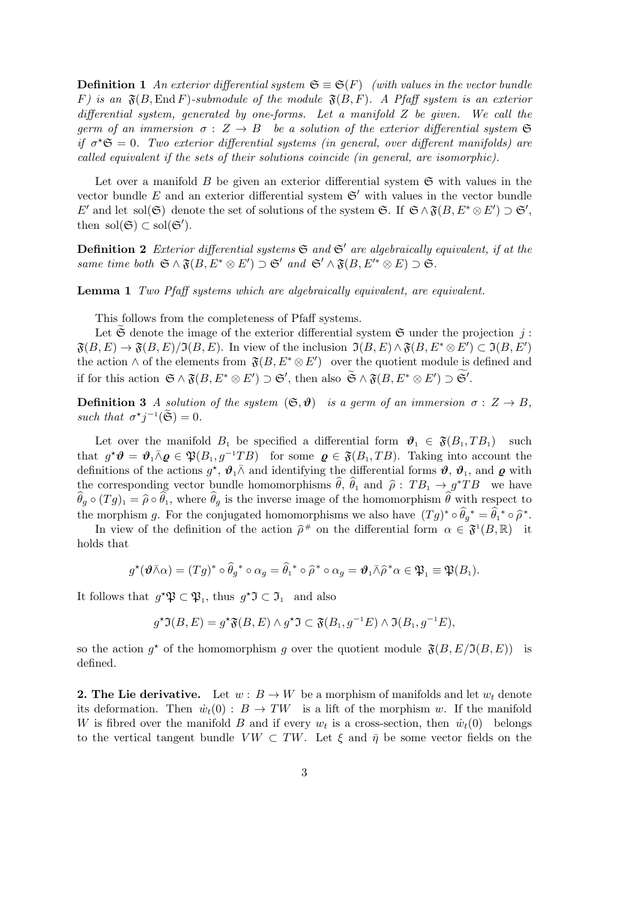**Definition 1** *An exterior differential system $\mathfrak{S} \equiv \mathfrak{S}(F)$ (with values in the vector bundle $F$) is an $\mathfrak{F}(B, \operatorname{End} F)$-submodule of the module $\mathfrak{F}(B, F)$. A Pfaff system is an exterior differential system, generated by one-forms. Let a manifold $Z$ be given. We call the germ of an immersion $\sigma : Z \to B$ be a solution of the exterior differential system $\mathfrak{S}$ if $\sigma^\star \mathfrak{S} = 0$. Two exterior differential systems (in general, over different manifolds) are called equivalent if the sets of their solutions coincide (in general, are isomorphic).*

Let over a manifold $B$ be given an exterior differential system $\mathfrak{S}$ with values in the vector bundle $E$ and an exterior differential system $\mathfrak{S}'$ with values in the vector bundle $E'$ and let $\operatorname{sol}(\mathfrak{S})$ denote the set of solutions of the system $\mathfrak{S}$. If $\mathfrak{S} \wedge \mathfrak{F}(B, E^* \otimes E') \supset \mathfrak{S}'$, then $\operatorname{sol}(\mathfrak{S}) \subset \operatorname{sol}(\mathfrak{S}')$.

**Definition 2** *Exterior differential systems $\mathfrak{S}$ and $\mathfrak{S}'$ are algebraically equivalent, if at the same time both $\mathfrak{S} \wedge \mathfrak{F}(B, E^* \otimes E') \supset \mathfrak{S}'$ and $\mathfrak{S}' \wedge \mathfrak{F}(B, E'^* \otimes E) \supset \mathfrak{S}$.*

**Lemma 1** *Two Pfaff systems which are algebraically equivalent, are equivalent.*

This follows from the completeness of Pfaff systems.

Let $\widetilde{\mathfrak{S}}$ denote the image of the exterior differential system $\mathfrak{S}$ under the projection $j : \mathfrak{F}(B, E) \to \mathfrak{F}(B, E)/\mathfrak{I}(B, E)$. In view of the inclusion $\mathfrak{I}(B, E) \wedge \mathfrak{F}(B, E^* \otimes E') \subset \mathfrak{I}(B, E')$ the action $\wedge$ of the elements from $\mathfrak{F}(B, E^* \otimes E')$ over the quotient module is defined and if for this action $\mathfrak{S} \wedge \mathfrak{F}(B, E^* \otimes E') \supset \mathfrak{S}'$, then also $\widetilde{\mathfrak{S}} \wedge \mathfrak{F}(B, E^* \otimes E') \supset \widetilde{\mathfrak{S}'}$.

**Definition 3** *A solution of the system $(\mathfrak{S}, \boldsymbol{\vartheta})$ is a germ of an immersion $\sigma : Z \to B$, such that $\sigma^\star j^{-1}(\widetilde{\mathfrak{S}}) = 0$.*

Let over the manifold $B_1$ be specified a differential form $\boldsymbol{\vartheta}_1 \in \mathfrak{F}(B_1, TB_1)$ such that $g^\star \boldsymbol{\vartheta} = \boldsymbol{\vartheta}_1 \bar{\wedge} \boldsymbol{\varrho} \in \mathfrak{P}(B_1, g^{-1}TB)$ for some $\boldsymbol{\varrho} \in \mathfrak{F}(B_1, TB)$. Taking into account the definitions of the actions $g^\star$, $\boldsymbol{\vartheta}_1 \bar{\wedge}$ and identifying the differential forms $\boldsymbol{\vartheta}$, $\boldsymbol{\vartheta}_1$, and $\boldsymbol{\varrho}$ with the corresponding vector bundle homomorphisms $\widehat{\theta}$, $\widehat{\theta}_1$ and $\widehat{\rho} : TB_1 \to g^*TB$ we have $\widehat{\theta}_g \circ (Tg)_1 = \widehat{\rho} \circ \widehat{\theta}_1$, where $\widehat{\theta}_g$ is the inverse image of the homomorphism $\widehat{\theta}$ with respect to the morphism $g$. For the conjugated homomorphisms we also have $(Tg)^* \circ \widehat{\theta}_g{}^* = \widehat{\theta}_1{}^* \circ \widehat{\rho}^*$.

In view of the definition of the action $\widehat{\rho}^\#$ on the differential form $\alpha \in \mathfrak{F}^1(B, \mathbb{R})$ it holds that

$$g^\star(\boldsymbol{\vartheta} \bar{\wedge} \alpha) = (Tg)^* \circ \widehat{\theta}_g{}^* \circ \alpha_g = \widehat{\theta}_1{}^* \circ \widehat{\rho}^* \circ \alpha_g = \boldsymbol{\vartheta}_1 \bar{\wedge} \widehat{\rho}^* \alpha \in \mathfrak{P}_1 \equiv \mathfrak{P}(B_1).$$

It follows that $g^\star \mathfrak{P} \subset \mathfrak{P}_1$, thus $g^\star \mathfrak{I} \subset \mathfrak{I}_1$ and also

$$g^\star \mathfrak{I}(B, E) = g^\star \mathfrak{F}(B, E) \wedge g^\star \mathfrak{I} \subset \mathfrak{F}(B_1, g^{-1}E) \wedge \mathfrak{I}(B_1, g^{-1}E),$$

so the action $g^\star$ of the homomorphism $g$ over the quotient module $\mathfrak{F}(B, E/\mathfrak{I}(B, E))$ is defined.

**2. The Lie derivative.** Let $w : B \to W$ be a morphism of manifolds and let $w_t$ denote its deformation. Then $\dot{w}_t(0) : B \to TW$ is a lift of the morphism $w$. If the manifold $W$ is fibred over the manifold $B$ and if every $w_t$ is a cross-section, then $\dot{w}_t(0)$ belongs to the vertical tangent bundle $VW \subset TW$. Let $\xi$ and $\bar{\eta}$ be some vector fields on the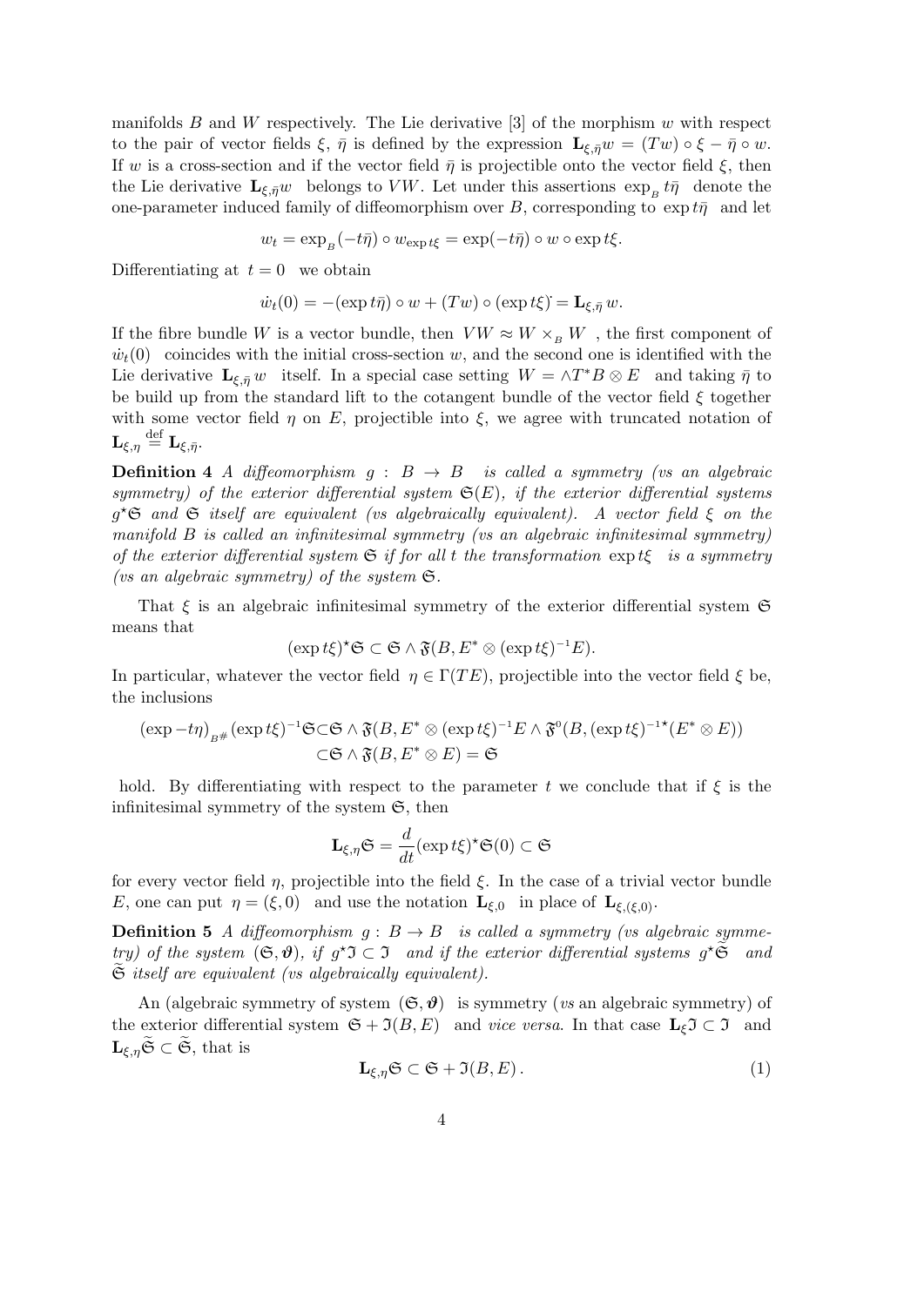manifolds $B$ and $W$ respectively. The Lie derivative [3] of the morphism $w$ with respect to the pair of vector fields $\xi$, $\bar\eta$ is defined by the expression $\mathbf{L}_{\xi,\bar\eta} w = (Tw) \circ \xi - \bar\eta \circ w$. If $w$ is a cross-section and if the vector field $\bar\eta$ is projectible onto the vector field $\xi$, then the Lie derivative $\mathbf{L}_{\xi,\bar\eta} w$ belongs to $VW$. Let under this assertions $\exp_{_B} t\bar\eta$ denote the one-parameter induced family of diffeomorphism over $B$, corresponding to $\exp t\bar\eta$ and let

$$w_t = \exp_{_B}(-t\bar\eta) \circ w_{\exp t\xi} = \exp(-t\bar\eta) \circ w \circ \exp t\xi.$$

Differentiating at $t = 0$ we obtain

$$\dot w_t(0) = -(\exp t\bar\eta)^{\cdot} \circ w + (Tw) \circ (\exp t\xi)^{\cdot} = \mathbf{L}_{\xi,\bar\eta} w.$$

If the fibre bundle $W$ is a vector bundle, then $VW \approx W \times_{_B} W$, the first component of $\dot w_t(0)$ coincides with the initial cross-section $w$, and the second one is identified with the Lie derivative $\mathbf{L}_{\xi,\bar\eta} w$ itself. In a special case setting $W = \wedge T^*B \otimes E$ and taking $\bar\eta$ to be build up from the standard lift to the cotangent bundle of the vector field $\xi$ together with some vector field $\eta$ on $E$, projectible into $\xi$, we agree with truncated notation of $\mathbf{L}_{\xi,\eta} \overset{\text{def}}{=} \mathbf{L}_{\xi,\bar\eta}$.

**Definition 4** *A diffeomorphism $g : B \to B$ is called a symmetry (vs an algebraic symmetry) of the exterior differential system $\mathfrak{S}(E)$, if the exterior differential systems $g^\star\mathfrak{S}$ and $\mathfrak{S}$ itself are equivalent (vs algebraically equivalent). A vector field $\xi$ on the manifold $B$ is called an infinitesimal symmetry (vs an algebraic infinitesimal symmetry) of the exterior differential system $\mathfrak{S}$ if for all $t$ the transformation $\exp t\xi$ is a symmetry (vs an algebraic symmetry) of the system $\mathfrak{S}$.*

That $\xi$ is an algebraic infinitesimal symmetry of the exterior differential system $\mathfrak{S}$ means that

$$(\exp t\xi)^\star\mathfrak{S} \subset \mathfrak{S} \wedge \mathfrak{F}(B, E^* \otimes (\exp t\xi)^{-1}E).$$

In particular, whatever the vector field $\eta \in \Gamma(TE)$, projectible into the vector field $\xi$ be, the inclusions

$$\begin{aligned}(\exp -t\eta)_{_{B\#}} (\exp t\xi)^{-1}\mathfrak{S} &\subset \mathfrak{S} \wedge \mathfrak{F}(B, E^* \otimes (\exp t\xi)^{-1}E \wedge \mathfrak{F}^0(B, (\exp t\xi)^{-1\star}(E^* \otimes E)) \\ &\subset \mathfrak{S} \wedge \mathfrak{F}(B, E^* \otimes E) = \mathfrak{S}\end{aligned}$$

hold. By differentiating with respect to the parameter $t$ we conclude that if $\xi$ is the infinitesimal symmetry of the system $\mathfrak{S}$, then

$$\mathbf{L}_{\xi,\eta}\mathfrak{S} = \frac{d}{dt}(\exp t\xi)^\star\mathfrak{S}(0) \subset \mathfrak{S}$$

for every vector field $\eta$, projectible into the field $\xi$. In the case of a trivial vector bundle $E$, one can put $\eta = (\xi, 0)$ and use the notation $\mathbf{L}_{\xi,0}$ in place of $\mathbf{L}_{\xi,(\xi,0)}$.

**Definition 5** *A diffeomorphism $g : B \to B$ is called a symmetry (vs algebraic symmetry) of the system $(\mathfrak{S}, \boldsymbol{\vartheta})$, if $g^\star\mathfrak{I} \subset \mathfrak{I}$ and if the exterior differential systems $g^\star\widetilde{\mathfrak{S}}$ and $\widetilde{\mathfrak{S}}$ itself are equivalent (vs algebraically equivalent).*

An (algebraic symmetry of system $(\mathfrak{S}, \boldsymbol{\vartheta})$ is symmetry (*vs* an algebraic symmetry) of the exterior differential system $\mathfrak{S} + \mathfrak{I}(B, E)$ and *vice versa*. In that case $\mathbf{L}_\xi\mathfrak{I} \subset \mathfrak{I}$ and $\mathbf{L}_{\xi,\eta}\widetilde{\mathfrak{S}} \subset \widetilde{\mathfrak{S}}$, that is

$$\mathbf{L}_{\xi,\eta}\mathfrak{S} \subset \mathfrak{S} + \mathfrak{I}(B, E)\,. \tag{1}$$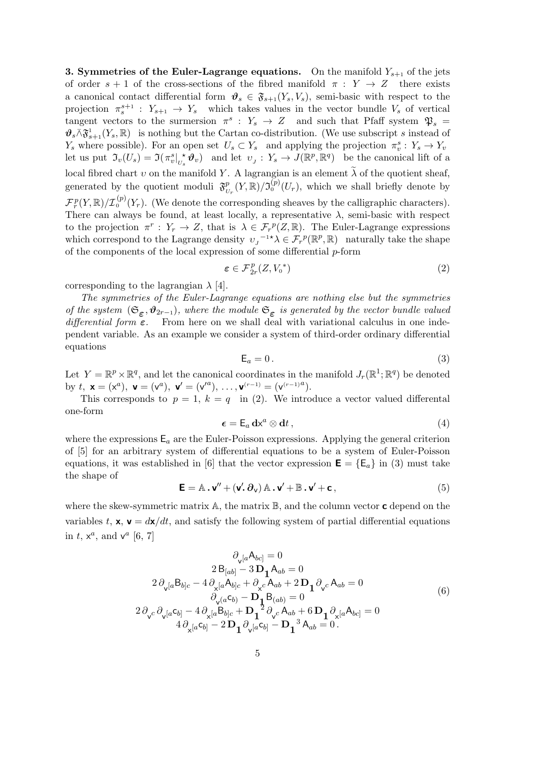**3. Symmetries of the Euler-Lagrange equations.** On the manifold $Y_{s+1}$ of the jets of order $s+1$ of the cross-sections of the fibred manifold $\pi : Y \to Z$ there exists a canonical contact differential form $\boldsymbol{\vartheta}_s \in \mathfrak{F}_{s+1}(Y_s, V_s)$, semi-basic with respect to the projection $\pi^{s+1}_s : Y_{s+1} \to Y_s$ which takes values in the vector bundle $V_s$ of vertical tangent vectors to the surmersion $\pi^s : Y_s \to Z$ and such that Pfaff system $\mathfrak{P}_s = \boldsymbol{\vartheta}_s \bar{\wedge} \mathfrak{F}^1_{s+1}(Y_s, \mathbb{R})$ is nothing but the Cartan co-distribution. (We use subscript $s$ instead of $Y_s$ where possible). For an open set $U_s \subset Y_s$ and applying the projection $\pi^s_v : Y_s \to Y_v$ let us put $\mathfrak{I}_v(U_s) = \mathfrak{I}(\pi^s_v\big|_{U_s}^{\star} \boldsymbol{\vartheta}_v)$ and let $\upsilon_{_J} : Y_s \to J(\mathbb{R}^p, \mathbb{R}^q)$ be the canonical lift of a local fibred chart $\upsilon$ on the manifold $Y$. A lagrangian is an element $\widetilde{\lambda}$ of the quotient sheaf, generated by the quotient moduli $\mathfrak{F}^p_{U_r}(Y, \mathbb{R})/\mathfrak{I}^{(p)}_0(U_r)$, which we shall briefly denote by $\mathcal{F}^p_r(Y, \mathbb{R})/\mathcal{I}^{(p)}_0(Y_r)$. (We denote the corresponding sheaves by the calligraphic characters). There can always be found, at least locally, a representative $\lambda$, semi-basic with respect to the projection $\pi^r : Y_r \to Z$, that is $\lambda \in \mathcal{F}_r{}^p(Z, \mathbb{R})$. The Euler-Lagrange expressions which correspond to the Lagrange density $\upsilon_{_J}{}^{-1\star}\lambda \in \mathcal{F}_r{}^p(\mathbb{R}^p, \mathbb{R})$ naturally take the shape of the components of the local expression of some differential $p$-form

$$\boldsymbol{\varepsilon} \in \mathcal{F}^p_{2r}(Z, V_0{}^*) \tag{2}$$

corresponding to the lagrangian $\lambda$ [4].

*The symmetries of the Euler-Lagrange equations are nothing else but the symmetries of the system $(\mathfrak{S}_{\boldsymbol{\varepsilon}}, \boldsymbol{\vartheta}_{2r-1})$, where the module $\mathfrak{S}_{\boldsymbol{\varepsilon}}$ is generated by the vector bundle valued differential form $\boldsymbol{\varepsilon}$.* From here on we shall deal with variational calculus in one independent variable. As an example we consider a system of third-order ordinary differential equations

$$\mathsf{E}_a = 0\,. \tag{3}$$

Let $Y = \mathbb{R}^p \times \mathbb{R}^q$, and let the canonical coordinates in the manifold $J_r(\mathbb{R}^1; \mathbb{R}^q)$ be denoted by $t$, $\mathbf{x} = (\mathsf{x}^a)$, $\mathbf{v} = (\mathsf{v}^a)$, $\mathbf{v}' = (\mathsf{v}'^a)$, $\ldots, \mathbf{v}^{(r-1)} = (\mathsf{v}^{(r-1)a})$.

This corresponds to $p = 1$, $k = q$ in (2). We introduce a vector valued differental one-form

$$\boldsymbol{\epsilon} = \mathsf{E}_a\, \mathbf{d}\mathsf{x}^a \otimes \mathbf{d}t\,, \tag{4}$$

where the expressions $\mathsf{E}_a$ are the Euler-Poisson expressions. Applying the general criterion of [5] for an arbitrary system of differential equations to be a system of Euler-Poisson equations, it was established in [6] that the vector expression $\mathbf{E} = \{\mathsf{E}_a\}$ in (3) must take the shape of

$$\mathbf{E} = \mathbb{A}\,.\,\mathbf{v}'' + (\mathbf{v}'.\,\boldsymbol{\partial}_{\mathsf{v}})\,\mathbb{A}\,.\,\mathbf{v}' + \mathbb{B}\,.\,\mathbf{v}' + \mathbf{c}\,, \tag{5}$$

where the skew-symmetric matrix $\mathbb{A}$, the matrix $\mathbb{B}$, and the column vector $\mathbf{c}$ depend on the variables $t$, $\mathbf{x}$, $\mathbf{v} = d\mathbf{x}/dt$, and satisfy the following system of partial differential equations in $t$, $\mathsf{x}^a$, and $\mathsf{v}^a$ [6, 7]

$$\begin{gathered}
\partial_{\mathsf{v}^{[a}}\mathsf{A}_{bc]} = 0\\
2\,\mathsf{B}_{[ab]} - 3\,\mathbf{D_1}\mathsf{A}_{ab} = 0\\
2\,\partial_{\mathsf{v}^{[a}}\mathsf{B}_{b]c} - 4\,\partial_{\mathsf{x}^{[a}}\mathsf{A}_{b]c} + \partial_{\mathsf{x}^c}\mathsf{A}_{ab} + 2\,\mathbf{D_1}\partial_{\mathsf{v}^c}\mathsf{A}_{ab} = 0\\
\partial_{\mathsf{v}^{(a}}\mathsf{c}_{b)} - \mathbf{D_1}\mathsf{B}_{(ab)} = 0\\
2\,\partial_{\mathsf{v}^c}\partial_{\mathsf{v}^{[a}}\mathsf{c}_{b]} - 4\,\partial_{\mathsf{x}^{[a}}\mathsf{B}_{b]c} + \mathbf{D_1}{}^2\,\partial_{\mathsf{v}^c}\mathsf{A}_{ab} + 6\,\mathbf{D_1}\partial_{\mathsf{x}^{[a}}\mathsf{A}_{bc]} = 0\\
4\,\partial_{\mathsf{x}^{[a}}\mathsf{c}_{b]} - 2\,\mathbf{D_1}\partial_{\mathsf{v}^{[a}}\mathsf{c}_{b]} - \mathbf{D_1}{}^3\,\mathsf{A}_{ab} = 0\,.
\end{gathered} \tag{6}$$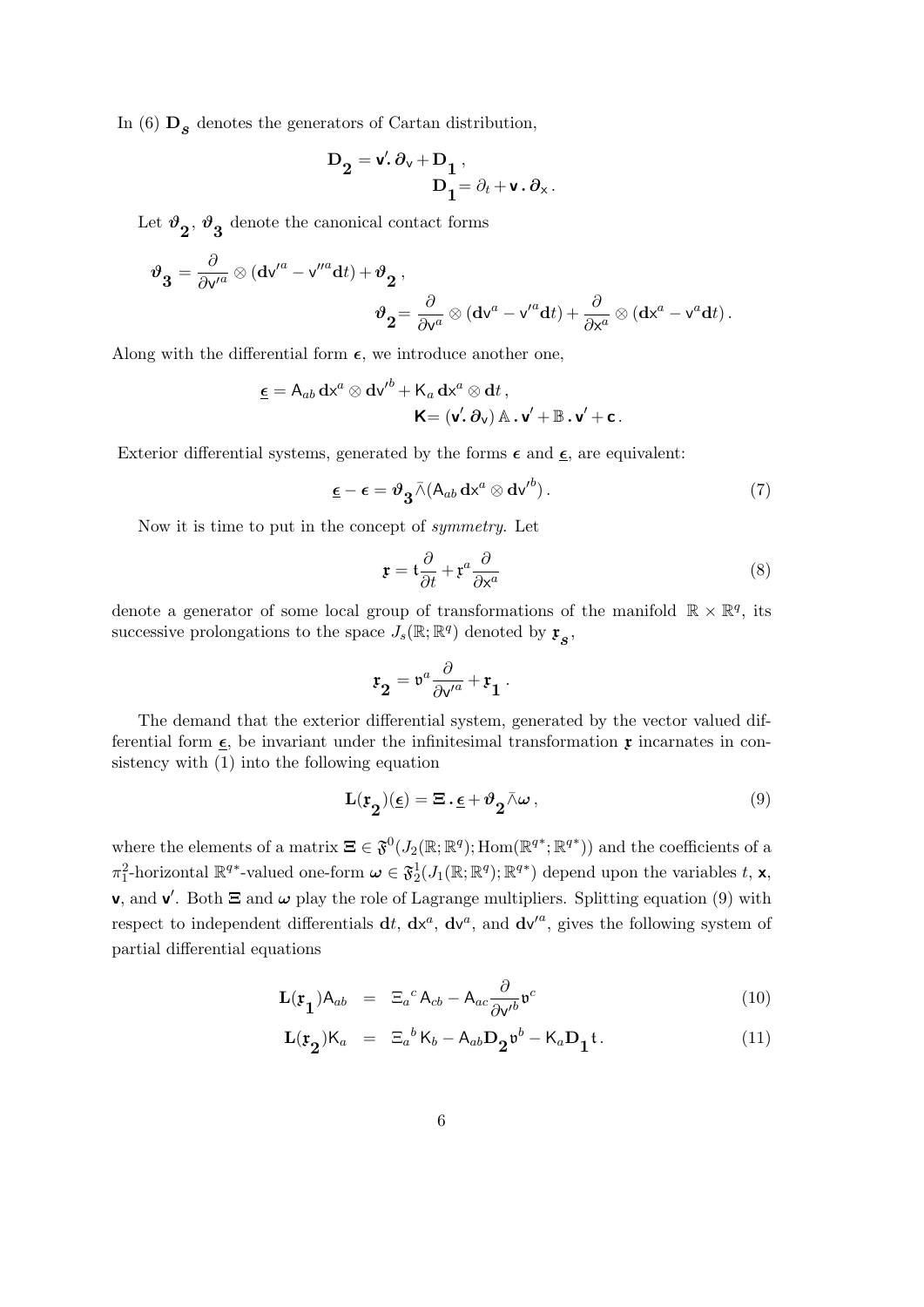In (6) $\mathbf{D}_{\boldsymbol{s}}$ denotes the generators of Cartan distribution,

$$\mathbf{D}_{\mathbf{2}} = \mathsf{v}' \boldsymbol{.}\, \boldsymbol{\partial}_{\mathsf{v}} + \mathbf{D}_{\mathbf{1}}\,,$$
$$\mathbf{D}_{\mathbf{1}} = \partial_t + \mathsf{v} \boldsymbol{.}\, \boldsymbol{\partial}_{\mathsf{x}}\,.$$

Let $\boldsymbol{\vartheta}_{\mathbf{2}}$, $\boldsymbol{\vartheta}_{\mathbf{3}}$ denote the canonical contact forms

$$\boldsymbol{\vartheta}_{\mathbf{3}} = \frac{\partial}{\partial \mathsf{v}'^a} \otimes (\mathbf{d}\mathsf{v}'^a - \mathsf{v}''^a \mathbf{d}t) + \boldsymbol{\vartheta}_{\mathbf{2}}\,,$$
$$\boldsymbol{\vartheta}_{\mathbf{2}} = \frac{\partial}{\partial \mathsf{v}^a} \otimes (\mathbf{d}\mathsf{v}^a - \mathsf{v}'^a \mathbf{d}t) + \frac{\partial}{\partial \mathsf{x}^a} \otimes (\mathbf{d}\mathsf{x}^a - \mathsf{v}^a \mathbf{d}t)\,.$$

Along with the differential form $\boldsymbol{\epsilon}$, we introduce another one,

$$\underline{\boldsymbol{\epsilon}} = \mathsf{A}_{ab}\, \mathbf{d}\mathsf{x}^a \otimes \mathbf{d}\mathsf{v}'^b + \mathsf{K}_a\, \mathbf{d}\mathsf{x}^a \otimes \mathbf{d}t\,,$$
$$\mathsf{K} = (\mathsf{v}' \boldsymbol{.}\, \boldsymbol{\partial}_{\mathsf{v}})\, \mathbb{A} \boldsymbol{.}\, \mathsf{v}' + \mathbb{B} \boldsymbol{.}\, \mathsf{v}' + \mathsf{c}\,.$$

Exterior differential systems, generated by the forms $\boldsymbol{\epsilon}$ and $\underline{\boldsymbol{\epsilon}}$, are equivalent:

$$\underline{\boldsymbol{\epsilon}} - \boldsymbol{\epsilon} = \boldsymbol{\vartheta}_{\mathbf{3}} \bar{\wedge} (\mathsf{A}_{ab}\, \mathbf{d}\mathsf{x}^a \otimes \mathbf{d}\mathsf{v}'^b)\,. \tag{7}$$

Now it is time to put in the concept of *symmetry*. Let

$$\mathfrak{x} = \mathfrak{t} \frac{\partial}{\partial t} + \mathfrak{x}^a \frac{\partial}{\partial \mathsf{x}^a} \tag{8}$$

denote a generator of some local group of transformations of the manifold $\mathbb{R} \times \mathbb{R}^q$, its successive prolongations to the space $J_s(\mathbb{R}; \mathbb{R}^q)$ denoted by $\mathfrak{x}_{\boldsymbol{s}}$,

$$\mathfrak{x}_{\mathbf{2}} = \mathfrak{v}^a \frac{\partial}{\partial \mathsf{v}'^a} + \mathfrak{x}_{\mathbf{1}}\,.$$

The demand that the exterior differential system, generated by the vector valued differential form $\underline{\boldsymbol{\epsilon}}$, be invariant under the infinitesimal transformation $\mathfrak{x}$ incarnates in consistency with (1) into the following equation

$$\mathbf{L}(\mathfrak{x}_{\mathbf{2}})(\underline{\boldsymbol{\epsilon}}) = \boldsymbol{\Xi} \boldsymbol{.}\, \underline{\boldsymbol{\epsilon}} + \boldsymbol{\vartheta}_{\mathbf{2}} \bar{\wedge} \boldsymbol{\omega}\,, \tag{9}$$

where the elements of a matrix $\boldsymbol{\Xi} \in \mathfrak{F}^0(J_2(\mathbb{R}; \mathbb{R}^q); \mathrm{Hom}(\mathbb{R}^{q*}; \mathbb{R}^{q*}))$ and the coefficients of a $\pi^2_1$-horizontal $\mathbb{R}^{q*}$-valued one-form $\boldsymbol{\omega} \in \mathfrak{F}^1_2(J_1(\mathbb{R}; \mathbb{R}^q); \mathbb{R}^{q*})$ depend upon the variables $t$, $\mathsf{x}$, $\mathsf{v}$, and $\mathsf{v}'$. Both $\boldsymbol{\Xi}$ and $\boldsymbol{\omega}$ play the role of Lagrange multipliers. Splitting equation (9) with respect to independent differentials $\mathbf{d}t$, $\mathbf{d}\mathsf{x}^a$, $\mathbf{d}\mathsf{v}^a$, and $\mathbf{d}\mathsf{v}'^a$, gives the following system of partial differential equations

$$\mathbf{L}(\mathfrak{x}_{\mathbf{1}})\mathsf{A}_{ab} \;=\; \Xi_a{}^c\, \mathsf{A}_{cb} - \mathsf{A}_{ac} \frac{\partial}{\partial \mathsf{v}'^b} \mathfrak{v}^c \tag{10}$$

$$\mathbf{L}(\mathfrak{x}_{\mathbf{2}})\mathsf{K}_a \;=\; \Xi_a{}^b\, \mathsf{K}_b - \mathsf{A}_{ab} \mathbf{D}_{\mathbf{2}} \mathfrak{v}^b - \mathsf{K}_a \mathbf{D}_{\mathbf{1}} \mathfrak{t}\,. \tag{11}$$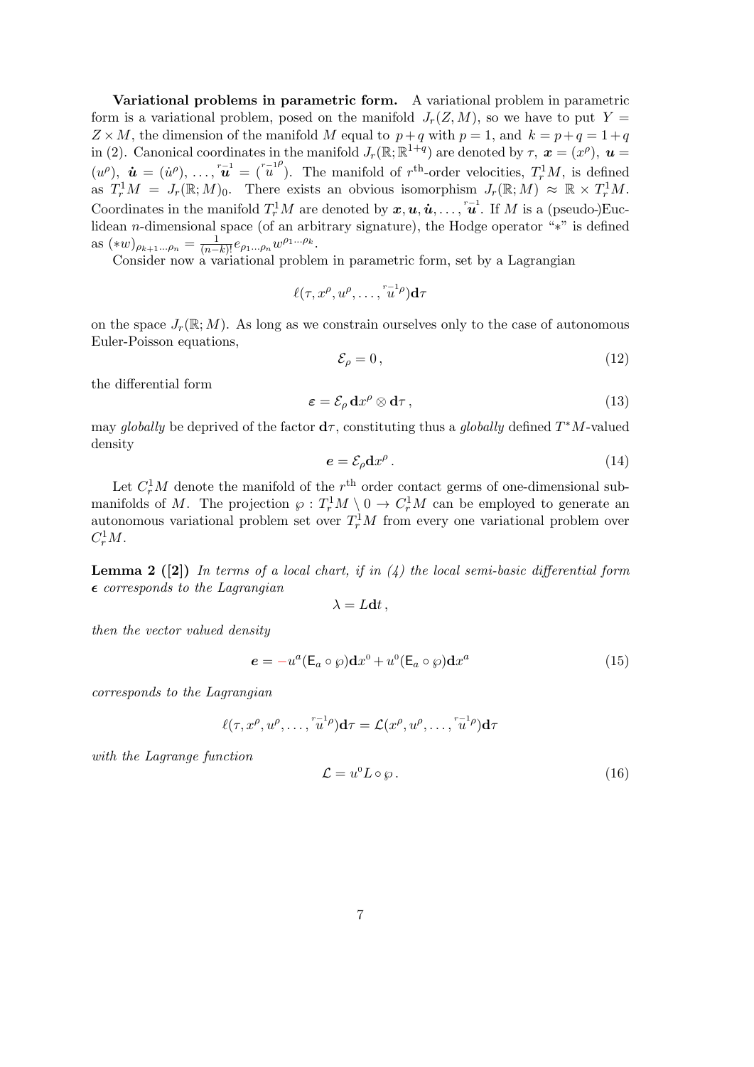**Variational problems in parametric form.** A variational problem in parametric form is a variational problem, posed on the manifold $J_r(Z, M)$, so we have to put $Y = Z \times M$, the dimension of the manifold $M$ equal to $p+q$ with $p = 1$, and $k = p+q = 1+q$ in (2). Canonical coordinates in the manifold $J_r(\mathbb{R}; \mathbb{R}^{1+q})$ are denoted by $\tau$, $\boldsymbol{x} = (x^\rho)$, $\boldsymbol{u} = (u^\rho)$, $\dot{\boldsymbol{u}} = (\dot{u}^\rho)$, $\ldots$, $\overset{r-1}{\boldsymbol{u}} = (\overset{r-1}{u}{}^\rho)$. The manifold of $r^{\text{th}}$-order velocities, $T^1_r M$, is defined as $T^1_r M = J_r(\mathbb{R}; M)_0$. There exists an obvious isomorphism $J_r(\mathbb{R}; M) \approx \mathbb{R} \times T^1_r M$. Coordinates in the manifold $T^1_r M$ are denoted by $\boldsymbol{x}, \boldsymbol{u}, \dot{\boldsymbol{u}}, \ldots, \overset{r-1}{\boldsymbol{u}}$. If $M$ is a (pseudo-)Euclidean $n$-dimensional space (of an arbitrary signature), the Hodge operator "$*$" is defined as $(*w)_{\rho_{k+1}\ldots\rho_n} = \frac{1}{(n-k)!} e_{\rho_1 \ldots \rho_n} w^{\rho_1 \ldots \rho_k}$.

Consider now a variational problem in parametric form, set by a Lagrangian

$$\ell(\tau, x^\rho, u^\rho, \ldots, \overset{r-1}{u}{}^\rho)\mathbf{d}\tau$$

on the space $J_r(\mathbb{R}; M)$. As long as we constrain ourselves only to the case of autonomous Euler-Poisson equations,

$$\mathcal{E}_\rho = 0\,, \tag{12}$$

the differential form

$$\boldsymbol{\varepsilon} = \mathcal{E}_\rho \, \mathbf{d}x^\rho \otimes \mathbf{d}\tau\,, \tag{13}$$

may *globally* be deprived of the factor $\mathbf{d}\tau$, constituting thus a *globally* defined $T^*M$-valued density

$$\boldsymbol{e} = \mathcal{E}_\rho \mathbf{d}x^\rho\,. \tag{14}$$

Let $C^1_r M$ denote the manifold of the $r^{\text{th}}$ order contact germs of one-dimensional submanifolds of $M$. The projection $\wp : T^1_r M \setminus 0 \to C^1_r M$ can be employed to generate an autonomous variational problem set over $T^1_r M$ from every one variational problem over $C^1_r M$.

**Lemma 2 ([2])** *In terms of a local chart, if in (4) the local semi-basic differential form $\boldsymbol{\epsilon}$ corresponds to the Lagrangian*

$$\lambda = L\mathbf{d}t\,,$$

*then the vector valued density*

$$\boldsymbol{e} = -u^a(\mathsf{E}_a \circ \wp)\mathbf{d}x^0 + u^0(\mathsf{E}_a \circ \wp)\mathbf{d}x^a \tag{15}$$

*corresponds to the Lagrangian*

$$\ell(\tau, x^\rho, u^\rho, \ldots, \overset{r-1}{u}{}^\rho)\mathbf{d}\tau = \mathcal{L}(x^\rho, u^\rho, \ldots, \overset{r-1}{u}{}^\rho)\mathbf{d}\tau$$

*with the Lagrange function*

$$\mathcal{L} = u^0 L \circ \wp\,. \tag{16}$$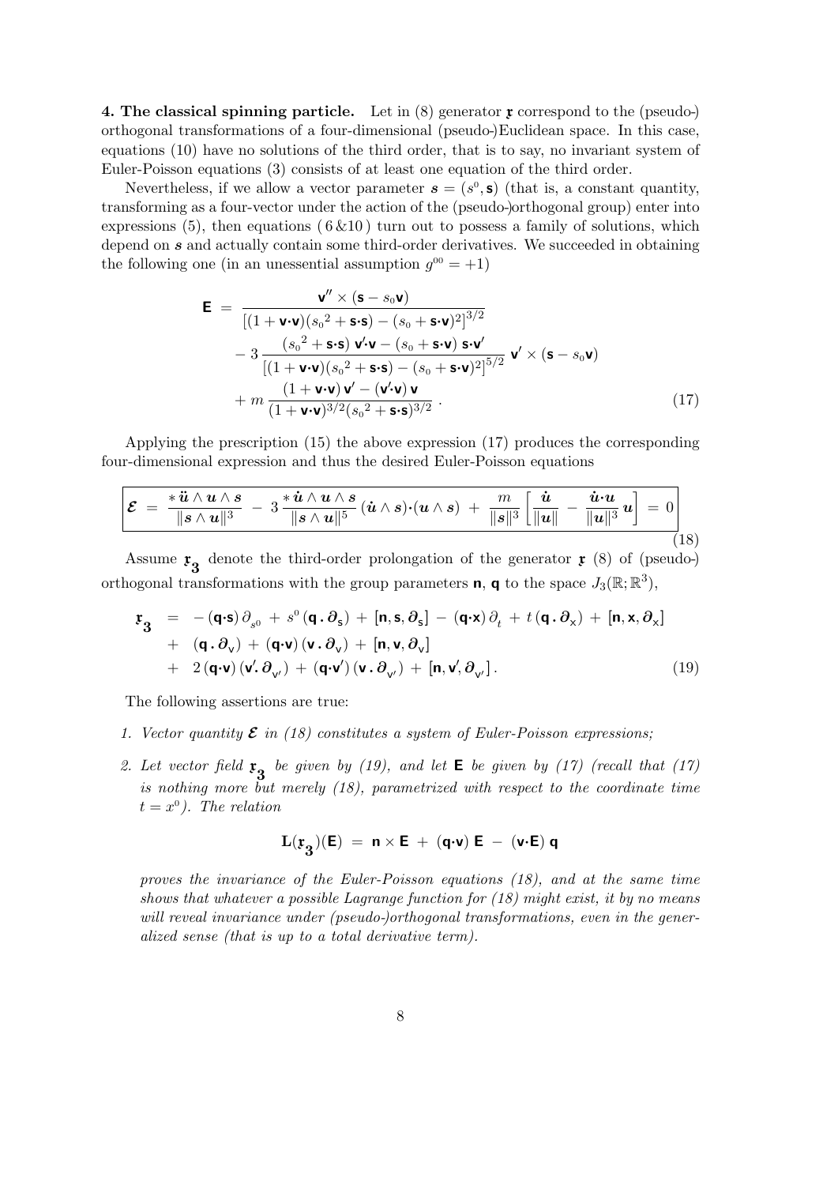**4. The classical spinning particle.** Let in (8) generator $\mathfrak{r}$ correspond to the (pseudo-) orthogonal transformations of a four-dimensional (pseudo-)Euclidean space. In this case, equations (10) have no solutions of the third order, that is to say, no invariant system of Euler-Poisson equations (3) consists of at least one equation of the third order.

Nevertheless, if we allow a vector parameter $\boldsymbol{s} = (s^0, \mathbf{s})$ (that is, a constant quantity, transforming as a four-vector under the action of the (pseudo-)orthogonal group) enter into expressions (5), then equations (6&10) turn out to possess a family of solutions, which depend on $\boldsymbol{s}$ and actually contain some third-order derivatives. We succeeded in obtaining the following one (in an unessential assumption $g^{00} = +1$)

$$
\begin{aligned}
\mathbf{E} \;=\; & \frac{\mathbf{v}'' \times (\mathbf{s} - s_0 \mathbf{v})}{\left[(1 + \mathbf{v}\cdot\mathbf{v})({s_0}^2 + \mathbf{s}\cdot\mathbf{s}) - (s_0 + \mathbf{s}\cdot\mathbf{v})^2\right]^{3/2}} \\
& - 3\,\frac{({s_0}^2 + \mathbf{s}\cdot\mathbf{s})\;\mathbf{v}'\cdot\mathbf{v} - (s_0 + \mathbf{s}\cdot\mathbf{v})\;\mathbf{s}\cdot\mathbf{v}'}{\left[(1 + \mathbf{v}\cdot\mathbf{v})({s_0}^2 + \mathbf{s}\cdot\mathbf{s}) - (s_0 + \mathbf{s}\cdot\mathbf{v})^2\right]^{5/2}}\;\mathbf{v}' \times (\mathbf{s} - s_0 \mathbf{v}) \\
& + m\,\frac{(1 + \mathbf{v}\cdot\mathbf{v})\,\mathbf{v}' - (\mathbf{v}'\cdot\mathbf{v})\,\mathbf{v}}{(1 + \mathbf{v}\cdot\mathbf{v})^{3/2}({s_0}^2 + \mathbf{s}\cdot\mathbf{s})^{3/2}}\;.
\end{aligned}
\tag{17}
$$

Applying the prescription (15) the above expression (17) produces the corresponding four-dimensional expression and thus the desired Euler-Poisson equations

$$
\boxed{\boldsymbol{\mathcal{E}} \;=\; \frac{*\,\ddot{\boldsymbol{u}} \wedge \boldsymbol{u} \wedge \boldsymbol{s}}{\|\boldsymbol{s} \wedge \boldsymbol{u}\|^3} \;-\; 3\,\frac{*\,\dot{\boldsymbol{u}} \wedge \boldsymbol{u} \wedge \boldsymbol{s}}{\|\boldsymbol{s} \wedge \boldsymbol{u}\|^5}\,(\dot{\boldsymbol{u}} \wedge \boldsymbol{s})\cdot(\boldsymbol{u} \wedge \boldsymbol{s}) \;+\; \frac{m}{\|\boldsymbol{s}\|^3}\left[\frac{\dot{\boldsymbol{u}}}{\|\boldsymbol{u}\|} \;-\; \frac{\dot{\boldsymbol{u}}\cdot\boldsymbol{u}}{\|\boldsymbol{u}\|^3}\,\boldsymbol{u}\right] \;=\; 0}
\tag{18}
$$

Assume $\mathfrak{r}_{\mathbf{3}}$ denote the third-order prolongation of the generator $\mathfrak{r}$ (8) of (pseudo-) orthogonal transformations with the group parameters $\mathbf{n}$, $\mathbf{q}$ to the space $J_3(\mathbb{R};\mathbb{R}^3)$,

$$
\begin{aligned}
\mathfrak{r}_{\mathbf{3}} \;\;=\;\; & -(\mathbf{q}\cdot\mathbf{s})\,\partial_{s^0} \;+\; s^0\,(\mathbf{q}\,.\,\boldsymbol{\partial}_{\mathsf{s}}) \;+\; [\mathbf{n}, \mathbf{s}, \boldsymbol{\partial}_{\mathsf{s}}] \;-\; (\mathbf{q}\cdot\mathbf{x})\,\partial_t \;+\; t\,(\mathbf{q}\,.\,\boldsymbol{\partial}_{\mathsf{x}}) \;+\; [\mathbf{n}, \mathbf{x}, \boldsymbol{\partial}_{\mathsf{x}}] \\
& +\;\; (\mathbf{q}\,.\,\boldsymbol{\partial}_{\mathsf{v}}) \;+\; (\mathbf{q}\cdot\mathbf{v})\,(\mathbf{v}\,.\,\boldsymbol{\partial}_{\mathsf{v}}) \;+\; [\mathbf{n}, \mathbf{v}, \boldsymbol{\partial}_{\mathsf{v}}] \\
& +\;\; 2\,(\mathbf{q}\cdot\mathbf{v})\,(\mathbf{v}'.\,\boldsymbol{\partial}_{\mathsf{v}'}) \;+\; (\mathbf{q}\cdot\mathbf{v}')\,(\mathbf{v}\,.\,\boldsymbol{\partial}_{\mathsf{v}'}) \;+\; [\mathbf{n}, \mathbf{v}', \boldsymbol{\partial}_{\mathsf{v}'}]\,.
\end{aligned}
\tag{19}
$$

The following assertions are true:

1. *Vector quantity $\boldsymbol{\mathcal{E}}$ in (18) constitutes a system of Euler-Poisson expressions;*

2. *Let vector field $\mathfrak{r}_{\mathbf{3}}$ be given by (19), and let $\mathbf{E}$ be given by (17) (recall that (17) is nothing more but merely (18), parametrized with respect to the coordinate time $t = x^0$). The relation*

$$
\mathbf{L}(\mathfrak{r}_{\mathbf{3}})(\mathbf{E}) \;=\; \mathbf{n} \times \mathbf{E} \;+\; (\mathbf{q}\cdot\mathbf{v})\;\mathbf{E} \;-\; (\mathbf{v}\cdot\mathbf{E})\;\mathbf{q}
$$

*proves the invariance of the Euler-Poisson equations (18), and at the same time shows that whatever a possible Lagrange function for (18) might exist, it by no means will reveal invariance under (pseudo-)orthogonal transformations, even in the generalized sense (that is up to a total derivative term).*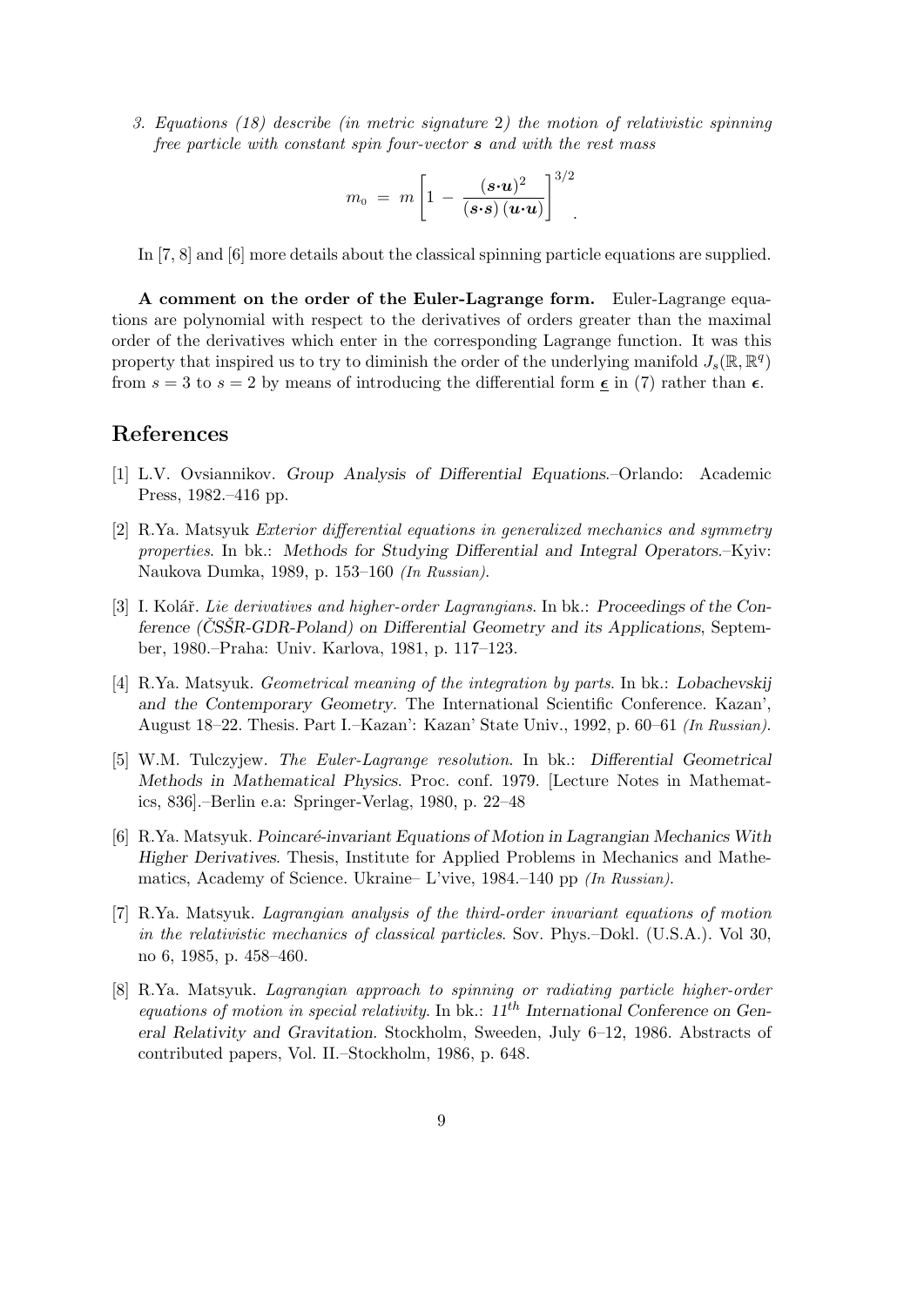*3. Equations (18) describe (in metric signature 2) the motion of relativistic spinning free particle with constant spin four-vector* $\boldsymbol{s}$ *and with the rest mass*

$$m_0 \;=\; m\left[1 \;-\; \frac{(\boldsymbol{s}\boldsymbol{\cdot}\boldsymbol{u})^2}{(\boldsymbol{s}\boldsymbol{\cdot}\boldsymbol{s})\,(\boldsymbol{u}\boldsymbol{\cdot}\boldsymbol{u})}\right]^{3/2}.$$

In [7, 8] and [6] more details about the classical spinning particle equations are supplied.

**A comment on the order of the Euler-Lagrange form.** Euler-Lagrange equations are polynomial with respect to the derivatives of orders greater than the maximal order of the derivatives which enter in the corresponding Lagrange function. It was this property that inspired us to try to diminish the order of the underlying manifold $J_s(\mathbb{R}, \mathbb{R}^q)$ from $s = 3$ to $s = 2$ by means of introducing the differential form $\underline{\boldsymbol{\epsilon}}$ in (7) rather than $\boldsymbol{\epsilon}$.

## References

[1] L.V. Ovsiannikov. *Group Analysis of Differential Equations*.–Orlando: Academic Press, 1982.–416 pp.

[2] R.Ya. Matsyuk *Exterior differential equations in generalized mechanics and symmetry properties*. In bk.: *Methods for Studying Differential and Integral Operators*.–Kyiv: Naukova Dumka, 1989, p. 153–160 *(In Russian)*.

[3] I. Kolář. *Lie derivatives and higher-order Lagrangians*. In bk.: *Proceedings of the Conference (ČSSR-GDR-Poland) on Differential Geometry and its Applications*, September, 1980.–Praha: Univ. Karlova, 1981, p. 117–123.

[4] R.Ya. Matsyuk. *Geometrical meaning of the integration by parts*. In bk.: *Lobachevskij and the Contemporary Geometry*. The International Scientific Conference. Kazan', August 18–22. Thesis. Part I.–Kazan': Kazan' State Univ., 1992, p. 60–61 *(In Russian)*.

[5] W.M. Tulczyjew. *The Euler-Lagrange resolution*. In bk.: *Differential Geometrical Methods in Mathematical Physics*. Proc. conf. 1979. [Lecture Notes in Mathematics, 836].–Berlin e.a: Springer-Verlag, 1980, p. 22–48

[6] R.Ya. Matsyuk. *Poincaré-invariant Equations of Motion in Lagrangian Mechanics With Higher Derivatives*. Thesis, Institute for Applied Problems in Mechanics and Mathematics, Academy of Science. Ukraine– L'vive, 1984.–140 pp *(In Russian)*.

[7] R.Ya. Matsyuk. *Lagrangian analysis of the third-order invariant equations of motion in the relativistic mechanics of classical particles*. Sov. Phys.–Dokl. (U.S.A.). Vol 30, no 6, 1985, p. 458–460.

[8] R.Ya. Matsyuk. *Lagrangian approach to spinning or radiating particle higher-order equations of motion in special relativity*. In bk.: *11th International Conference on General Relativity and Gravitation*. Stockholm, Sweeden, July 6–12, 1986. Abstracts of contributed papers, Vol. II.–Stockholm, 1986, p. 648.